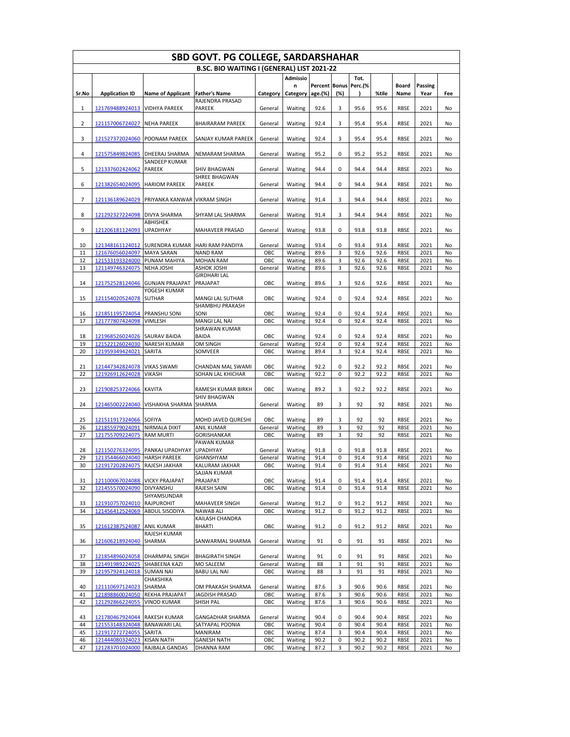# SBD GOVT. PG COLLEGE, SARDARSHAHAR

## B.SC. BIO WAITING I (GENERAL) LIST 2021-22

| Sr.No | Application ID | Name of Applicant | Father's Name | Category | Admission Category | Percentage.(%) | Bonus (%) | Tot. Perc.(%) | %tile | Board Name | Passing Year | Fee |
|---|---|---|---|---|---|---|---|---|---|---|---|---|
| 1 | 121769488924013 | VIDHYA PAREEK | RAJENDRA PRASAD PAREEK | General | Waiting | 92.6 | 3 | 95.6 | 95.6 | RBSE | 2021 | No |
| 2 | 121157006724027 | NEHA PAREEK | BHAIRARAM PAREEK | General | Waiting | 92.4 | 3 | 95.4 | 95.4 | RBSE | 2021 | No |
| 3 | 121527372024060 | POONAM PAREEK | SANJAY KUMAR PAREEK | General | Waiting | 92.4 | 3 | 95.4 | 95.4 | RBSE | 2021 | No |
| 4 | 121575849824085 | DHEERAJ SHARMA | NEMARAM SHARMA | General | Waiting | 95.2 | 0 | 95.2 | 95.2 | RBSE | 2021 | No |
| 5 | 121337602424062 | SANDEEP KUMAR PAREEK | SHIV BHAGWAN | General | Waiting | 94.4 | 0 | 94.4 | 94.4 | RBSE | 2021 | No |
| 6 | 121382654024095 | HARIOM PAREEK | SHREE BHAGWAN PAREEK | General | Waiting | 94.4 | 0 | 94.4 | 94.4 | RBSE | 2021 | No |
| 7 | 121136189624029 | PRIYANKA KANWAR | VIKRAM SINGH | General | Waiting | 91.4 | 3 | 94.4 | 94.4 | RBSE | 2021 | No |
| 8 | 121292327224098 | DIVYA SHARMA | SHYAM LAL SHARMA | General | Waiting | 91.4 | 3 | 94.4 | 94.4 | RBSE | 2021 | No |
| 9 | 121206181124093 | ABHISHEK UPADHYAY | MAHAVEER PRASAD | General | Waiting | 93.8 | 0 | 93.8 | 93.8 | RBSE | 2021 | No |
| 10 | 121348161124012 | SURENDRA KUMAR | HARI RAM PANDIYA | General | Waiting | 93.4 | 0 | 93.4 | 93.4 | RBSE | 2021 | No |
| 11 | 121676056024097 | MAYA SARAN | NAND RAM | OBC | Waiting | 89.6 | 3 | 92.6 | 92.6 | RBSE | 2021 | No |
| 12 | 121533193324000 | PUNAM MAHIYA | MOHAN RAM | OBC | Waiting | 89.6 | 3 | 92.6 | 92.6 | RBSE | 2021 | No |
| 13 | 121149746324075 | NEHA JOSHI | ASHOK JOSHI | General | Waiting | 89.6 | 3 | 92.6 | 92.6 | RBSE | 2021 | No |
| 14 | 121752528124046 | GUNJAN PRAJAPAT | GIRDHARI LAL PRAJAPAT | OBC | Waiting | 89.6 | 3 | 92.6 | 92.6 | RBSE | 2021 | No |
| 15 | 121154020524078 | YOGESH KUMAR SUTHAR | MANGI LAL SUTHAR | OBC | Waiting | 92.4 | 0 | 92.4 | 92.4 | RBSE | 2021 | No |
| 16 | 121851195724054 | PRANSHU SONI | SHAMBHU PRAKASH SONI | OBC | Waiting | 92.4 | 0 | 92.4 | 92.4 | RBSE | 2021 | No |
| 17 | 121777807424098 | VIMLESH | MANGI LAL NAI | OBC | Waiting | 92.4 | 0 | 92.4 | 92.4 | RBSE | 2021 | No |
| 18 | 121968526024026 | SAURAV BAIDA | SHRAWAN KUMAR BAIDA | OBC | Waiting | 92.4 | 0 | 92.4 | 92.4 | RBSE | 2021 | No |
| 19 | 121522126024030 | NARESH KUMAR | OM SINGH | General | Waiting | 92.4 | 0 | 92.4 | 92.4 | RBSE | 2021 | No |
| 20 | 121959349424021 | SARITA | SOMVEER | OBC | Waiting | 89.4 | 3 | 92.4 | 92.4 | RBSE | 2021 | No |
| 21 | 121447342824078 | VIKAS SWAMI | CHANDAN MAL SWAMI | OBC | Waiting | 92.2 | 0 | 92.2 | 92.2 | RBSE | 2021 | No |
| 22 | 121926912624028 | VIKASH | SOHAN LAL KHICHAR | OBC | Waiting | 92.2 | 0 | 92.2 | 92.2 | RBSE | 2021 | No |
| 23 | 121908253724066 | KAVITA | RAMESH KUMAR BIRKH | OBC | Waiting | 89.2 | 3 | 92.2 | 92.2 | RBSE | 2021 | No |
| 24 | 121465002224040 | VISHAKHA SHARMA | SHIV BHAGWAN SHARMA | General | Waiting | 89 | 3 | 92 | 92 | RBSE | 2021 | No |
| 25 | 121511917324066 | SOFIYA | MOHD JAVED QURESHI | OBC | Waiting | 89 | 3 | 92 | 92 | RBSE | 2021 | No |
| 26 | 121855979024091 | NIRMALA DIXIT | ANIL KUMAR | General | Waiting | 89 | 3 | 92 | 92 | RBSE | 2021 | No |
| 27 | 121755709224075 | RAM MURTI | GORISHANKAR | OBC | Waiting | 89 | 3 | 92 | 92 | RBSE | 2021 | No |
| 28 | 121150276324095 | PANKAJ UPADHYAY | PAWAN KUMAR UPADHYAY | General | Waiting | 91.8 | 0 | 91.8 | 91.8 | RBSE | 2021 | No |
| 29 | 121354466024040 | HARSH PAREEK | GHANSHYAM | General | Waiting | 91.4 | 0 | 91.4 | 91.4 | RBSE | 2021 | No |
| 30 | 121917202824075 | RAJESH JAKHAR | KALURAM JAKHAR | OBC | Waiting | 91.4 | 0 | 91.4 | 91.4 | RBSE | 2021 | No |
| 31 | 121100067024088 | VICKY PRAJAPAT | SAJJAN KUMAR PRAJAPAT | OBC | Waiting | 91.4 | 0 | 91.4 | 91.4 | RBSE | 2021 | No |
| 32 | 121455570024090 | DIVYANSHU | RAJESH SAINI | OBC | Waiting | 91.4 | 0 | 91.4 | 91.4 | RBSE | 2021 | No |
| 33 | 121910757024010 | SHYAMSUNDAR RAJPUROHIT | MAHAVEER SINGH | General | Waiting | 91.2 | 0 | 91.2 | 91.2 | RBSE | 2021 | No |
| 34 | 121456412524069 | ABDUL SISODIYA | NAWAB ALI | OBC | Waiting | 91.2 | 0 | 91.2 | 91.2 | RBSE | 2021 | No |
| 35 | 121612387524087 | ANIL KUMAR | KAILASH CHANDRA BHARTI | OBC | Waiting | 91.2 | 0 | 91.2 | 91.2 | RBSE | 2021 | No |
| 36 | 121606218924040 | RAJESH KUMAR SHARMA | SANWARMAL SHARMA | General | Waiting | 91 | 0 | 91 | 91 | RBSE | 2021 | No |
| 37 | 121854896024058 | DHARMPAL SINGH | BHAGIRATH SINGH | General | Waiting | 91 | 0 | 91 | 91 | RBSE | 2021 | No |
| 38 | 121491989224025 | SHABEENA KAZI | MO SALEEM | General | Waiting | 88 | 3 | 91 | 91 | RBSE | 2021 | No |
| 39 | 121957924124018 | SUMAN NAI | BABU LAL NAI | OBC | Waiting | 88 | 3 | 91 | 91 | RBSE | 2021 | No |
| 40 | 121110697124023 | CHAKSHIKA SHARMA | OM PRAKASH SHARMA | General | Waiting | 87.6 | 3 | 90.6 | 90.6 | RBSE | 2021 | No |
| 41 | 121898860024050 | REKHA PRAJAPAT | JAGDISH PRASAD | OBC | Waiting | 87.6 | 3 | 90.6 | 90.6 | RBSE | 2021 | No |
| 42 | 121292866224055 | VINOD KUMAR | SHISH PAL | OBC | Waiting | 87.6 | 3 | 90.6 | 90.6 | RBSE | 2021 | No |
| 43 | 121780467924044 | RAKESH KUMAR | GANGADHAR SHARMA | General | Waiting | 90.4 | 0 | 90.4 | 90.4 | RBSE | 2021 | No |
| 44 | 121553148324048 | BANAWARI LAL | SATYAPAL POONIA | OBC | Waiting | 90.4 | 0 | 90.4 | 90.4 | RBSE | 2021 | No |
| 45 | 121917272724055 | SARITA | MANIRAM | OBC | Waiting | 87.4 | 3 | 90.4 | 90.4 | RBSE | 2021 | No |
| 46 | 121444080324023 | KISAN NATH | GANESH NATH | OBC | Waiting | 90.2 | 0 | 90.2 | 90.2 | RBSE | 2021 | No |
| 47 | 121283701024000 | RAJBALA GANDAS | DHANNA RAM | OBC | Waiting | 87.2 | 3 | 90.2 | 90.2 | RBSE | 2021 | No |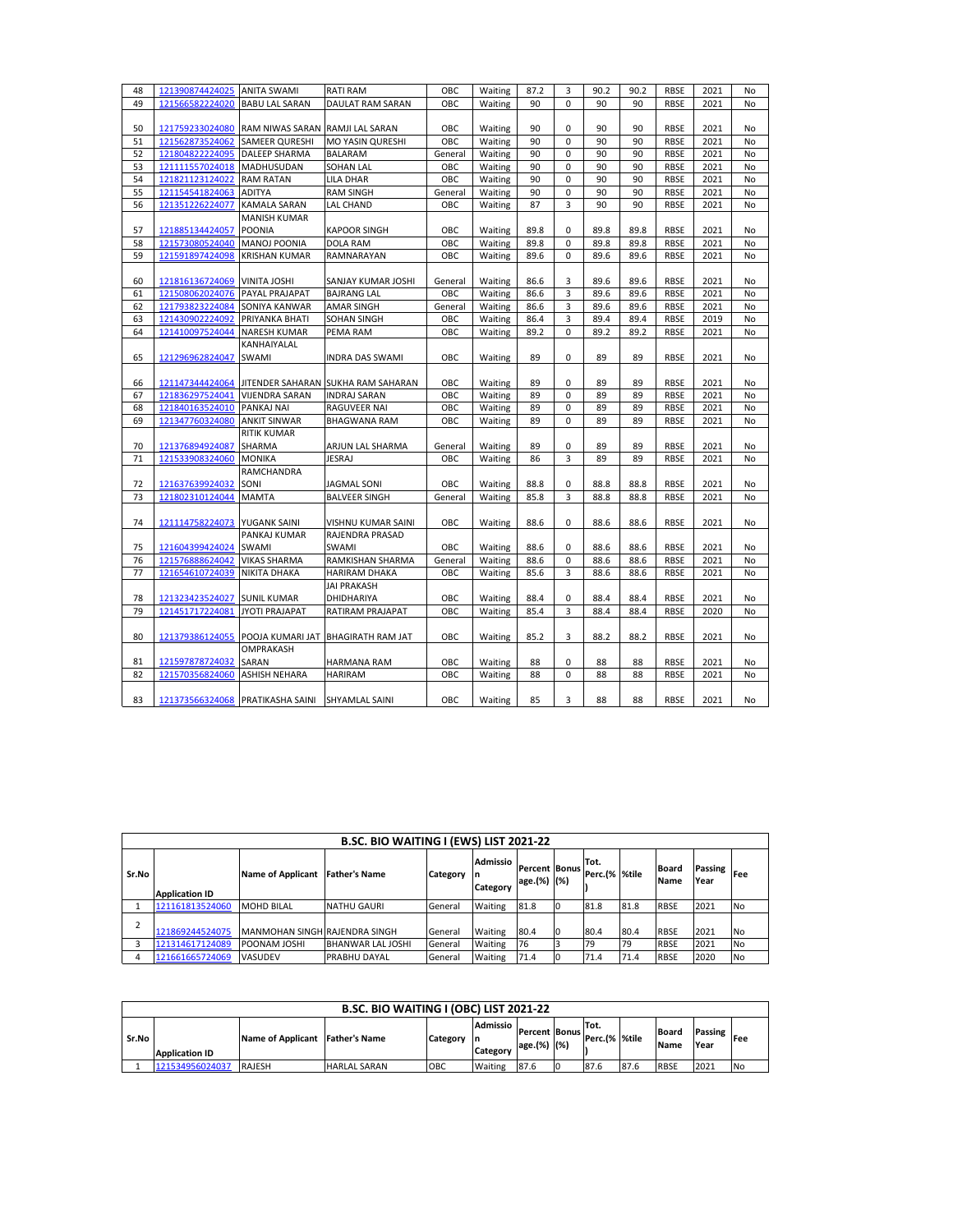| 48 | 121390874424025 | ANITA SWAMI | RATI RAM | OBC | Waiting | 87.2 | 3 | 90.2 | 90.2 | RBSE | 2021 | No |
|---|---|---|---|---|---|---|---|---|---|---|---|---|
| 49 | 121566582224020 | BABU LAL SARAN | DAULAT RAM SARAN | OBC | Waiting | 90 | 0 | 90 | 90 | RBSE | 2021 | No |
| 50 | 121759233024080 | RAM NIWAS SARAN | RAMJI LAL SARAN | OBC | Waiting | 90 | 0 | 90 | 90 | RBSE | 2021 | No |
| 51 | 121562873524062 | SAMEER QURESHI | MO YASIN QURESHI | OBC | Waiting | 90 | 0 | 90 | 90 | RBSE | 2021 | No |
| 52 | 121804822224095 | DALEEP SHARMA | BALARAM | General | Waiting | 90 | 0 | 90 | 90 | RBSE | 2021 | No |
| 53 | 121111557024018 | MADHUSUDAN | SOHAN LAL | OBC | Waiting | 90 | 0 | 90 | 90 | RBSE | 2021 | No |
| 54 | 121821123124022 | RAM RATAN | LILA DHAR | OBC | Waiting | 90 | 0 | 90 | 90 | RBSE | 2021 | No |
| 55 | 121154541824063 | ADITYA | RAM SINGH | General | Waiting | 90 | 0 | 90 | 90 | RBSE | 2021 | No |
| 56 | 121351226224077 | KAMALA SARAN | LAL CHAND | OBC | Waiting | 87 | 3 | 90 | 90 | RBSE | 2021 | No |
| 57 | 121885134424057 | MANISH KUMAR POONIA | KAPOOR SINGH | OBC | Waiting | 89.8 | 0 | 89.8 | 89.8 | RBSE | 2021 | No |
| 58 | 121573080524040 | MANOJ POONIA | DOLA RAM | OBC | Waiting | 89.8 | 0 | 89.8 | 89.8 | RBSE | 2021 | No |
| 59 | 121591897424098 | KRISHAN KUMAR | RAMNARAYAN | OBC | Waiting | 89.6 | 0 | 89.6 | 89.6 | RBSE | 2021 | No |
| 60 | 121816136724069 | VINITA JOSHI | SANJAY KUMAR JOSHI | General | Waiting | 86.6 | 3 | 89.6 | 89.6 | RBSE | 2021 | No |
| 61 | 121508062024076 | PAYAL PRAJAPAT | BAJRANG LAL | OBC | Waiting | 86.6 | 3 | 89.6 | 89.6 | RBSE | 2021 | No |
| 62 | 121793823224084 | SONIYA KANWAR | AMAR SINGH | General | Waiting | 86.6 | 3 | 89.6 | 89.6 | RBSE | 2021 | No |
| 63 | 121430902224092 | PRIYANKA BHATI | SOHAN SINGH | OBC | Waiting | 86.4 | 3 | 89.4 | 89.4 | RBSE | 2019 | No |
| 64 | 121410097524044 | NARESH KUMAR | PEMA RAM | OBC | Waiting | 89.2 | 0 | 89.2 | 89.2 | RBSE | 2021 | No |
| 65 | 121296962824047 | KANHAIYALAL SWAMI | INDRA DAS SWAMI | OBC | Waiting | 89 | 0 | 89 | 89 | RBSE | 2021 | No |
| 66 | 121147344424064 | JITENDER SAHARAN | SUKHA RAM SAHARAN | OBC | Waiting | 89 | 0 | 89 | 89 | RBSE | 2021 | No |
| 67 | 121836297524041 | VIJENDRA SARAN | INDRAJ SARAN | OBC | Waiting | 89 | 0 | 89 | 89 | RBSE | 2021 | No |
| 68 | 121840163524010 | PANKAJ NAI | RAGUVEER NAI | OBC | Waiting | 89 | 0 | 89 | 89 | RBSE | 2021 | No |
| 69 | 121347760324080 | ANKIT SINWAR | BHAGWANA RAM | OBC | Waiting | 89 | 0 | 89 | 89 | RBSE | 2021 | No |
| 70 | 121376894924087 | RITIK KUMAR SHARMA | ARJUN LAL SHARMA | General | Waiting | 89 | 0 | 89 | 89 | RBSE | 2021 | No |
| 71 | 121533908324060 | MONIKA | JESRAJ | OBC | Waiting | 86 | 3 | 89 | 89 | RBSE | 2021 | No |
| 72 | 121637639924032 | RAMCHANDRA SONI | JAGMAL SONI | OBC | Waiting | 88.8 | 0 | 88.8 | 88.8 | RBSE | 2021 | No |
| 73 | 121802310124044 | MAMTA | BALVEER SINGH | General | Waiting | 85.8 | 3 | 88.8 | 88.8 | RBSE | 2021 | No |
| 74 | 121114758224073 | YUGANK SAINI | VISHNU KUMAR SAINI | OBC | Waiting | 88.6 | 0 | 88.6 | 88.6 | RBSE | 2021 | No |
| 75 | 121604399424024 | PANKAJ KUMAR SWAMI | RAJENDRA PRASAD SWAMI | OBC | Waiting | 88.6 | 0 | 88.6 | 88.6 | RBSE | 2021 | No |
| 76 | 121576888624042 | VIKAS SHARMA | RAMKISHAN SHARMA | General | Waiting | 88.6 | 0 | 88.6 | 88.6 | RBSE | 2021 | No |
| 77 | 121654610724039 | NIKITA DHAKA | HARIRAM DHAKA | OBC | Waiting | 85.6 | 3 | 88.6 | 88.6 | RBSE | 2021 | No |
| 78 | 121323423524027 | SUNIL KUMAR | JAI PRAKASH DHIDHARIYA | OBC | Waiting | 88.4 | 0 | 88.4 | 88.4 | RBSE | 2021 | No |
| 79 | 121451717224081 | JYOTI PRAJAPAT | RATIRAM PRAJAPAT | OBC | Waiting | 85.4 | 3 | 88.4 | 88.4 | RBSE | 2020 | No |
| 80 | 121379386124055 | POOJA KUMARI JAT | BHAGIRATH RAM JAT | OBC | Waiting | 85.2 | 3 | 88.2 | 88.2 | RBSE | 2021 | No |
| 81 | 121597878724032 | OMPRAKASH SARAN | HARMANA RAM | OBC | Waiting | 88 | 0 | 88 | 88 | RBSE | 2021 | No |
| 82 | 121570356824060 | ASHISH NEHARA | HARIRAM | OBC | Waiting | 88 | 0 | 88 | 88 | RBSE | 2021 | No |
| 83 | 121373566324068 | PRATIKASHA SAINI | SHYAMLAL SAINI | OBC | Waiting | 85 | 3 | 88 | 88 | RBSE | 2021 | No |

## B.SC. BIO WAITING I (EWS) LIST 2021-22

| Sr.No | Application ID | Name of Applicant | Father's Name | Category | Admission Category | Percentage (%) | Bonus (%) | Tot. Perc.(%) | %tile | Board Name | Passing Year | Fee |
|---|---|---|---|---|---|---|---|---|---|---|---|---|
| 1 | 121161813524060 | MOHD BILAL | NATHU GAURI | General | Waiting | 81.8 | 0 | 81.8 | 81.8 | RBSE | 2021 | No |
| 2 | 121869244524075 | MANMOHAN SINGH | RAJENDRA SINGH | General | Waiting | 80.4 | 0 | 80.4 | 80.4 | RBSE | 2021 | No |
| 3 | 121314617124089 | POONAM JOSHI | BHANWAR LAL JOSHI | General | Waiting | 76 | 3 | 79 | 79 | RBSE | 2021 | No |
| 4 | 121661665724069 | VASUDEV | PRABHU DAYAL | General | Waiting | 71.4 | 0 | 71.4 | 71.4 | RBSE | 2020 | No |

## B.SC. BIO WAITING I (OBC) LIST 2021-22

| Sr.No | Application ID | Name of Applicant | Father's Name | Category | Admission Category | Percentage (%) | Bonus (%) | Tot. Perc.(%) | %tile | Board Name | Passing Year | Fee |
|---|---|---|---|---|---|---|---|---|---|---|---|---|
| 1 | 121534956024037 | RAJESH | HARLAL SARAN | OBC | Waiting | 87.6 | 0 | 87.6 | 87.6 | RBSE | 2021 | No |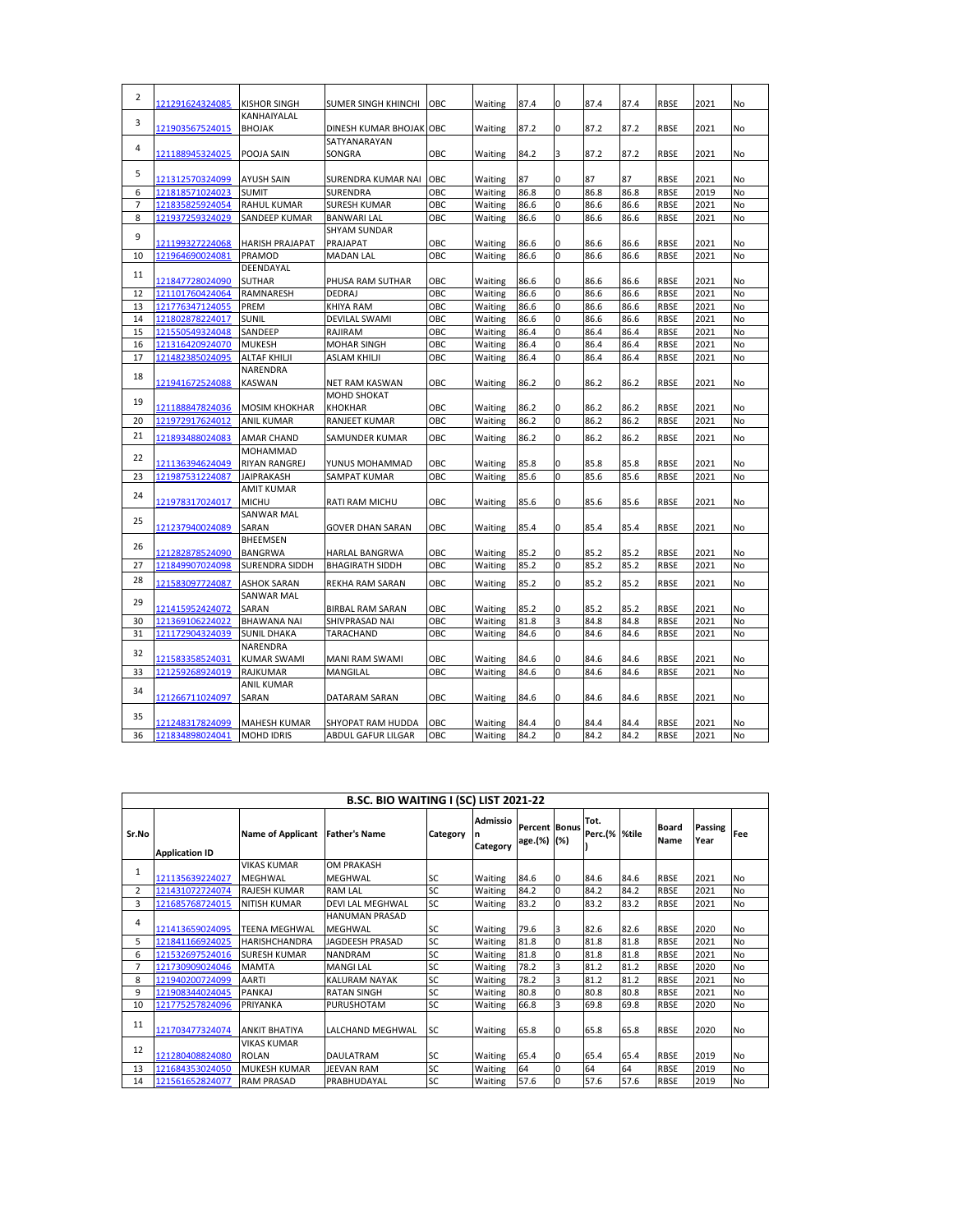| | | | | | | | | | | | | | |
|---|---|---|---|---|---|---|---|---|---|---|---|---|---|
| 2 | 121291624324085 | KISHOR SINGH | SUMER SINGH KHINCHI | OBC | Waiting | 87.4 | 0 | 87.4 | 87.4 | RBSE | 2021 | No |
| 3 | 121903567524015 | KANHAIYALAL BHOJAK | DINESH KUMAR BHOJAK | OBC | Waiting | 87.2 | 0 | 87.2 | 87.2 | RBSE | 2021 | No |
| 4 | 121188945324025 | POOJA SAIN | SATYANARAYAN SONGRA | OBC | Waiting | 84.2 | 3 | 87.2 | 87.2 | RBSE | 2021 | No |
| 5 | 121312570324099 | AYUSH SAIN | SURENDRA KUMAR NAI | OBC | Waiting | 87 | 0 | 87 | 87 | RBSE | 2021 | No |
| 6 | 121818571024023 | SUMIT | SURENDRA | OBC | Waiting | 86.8 | 0 | 86.8 | 86.8 | RBSE | 2019 | No |
| 7 | 121835825924054 | RAHUL KUMAR | SURESH KUMAR | OBC | Waiting | 86.6 | 0 | 86.6 | 86.6 | RBSE | 2021 | No |
| 8 | 121937259324029 | SANDEEP KUMAR | BANWARI LAL | OBC | Waiting | 86.6 | 0 | 86.6 | 86.6 | RBSE | 2021 | No |
| 9 | 121199327224068 | HARISH PRAJAPAT | SHYAM SUNDAR PRAJAPAT | OBC | Waiting | 86.6 | 0 | 86.6 | 86.6 | RBSE | 2021 | No |
| 10 | 121964690024081 | PRAMOD | MADAN LAL | OBC | Waiting | 86.6 | 0 | 86.6 | 86.6 | RBSE | 2021 | No |
| 11 | 121847728024090 | DEENDAYAL SUTHAR | PHUSA RAM SUTHAR | OBC | Waiting | 86.6 | 0 | 86.6 | 86.6 | RBSE | 2021 | No |
| 12 | 121101760424064 | RAMNARESH | DEDRAJ | OBC | Waiting | 86.6 | 0 | 86.6 | 86.6 | RBSE | 2021 | No |
| 13 | 121776347124055 | PREM | KHIYA RAM | OBC | Waiting | 86.6 | 0 | 86.6 | 86.6 | RBSE | 2021 | No |
| 14 | 121802878224017 | SUNIL | DEVILAL SWAMI | OBC | Waiting | 86.6 | 0 | 86.6 | 86.6 | RBSE | 2021 | No |
| 15 | 121550549324048 | SANDEEP | RAJIRAM | OBC | Waiting | 86.4 | 0 | 86.4 | 86.4 | RBSE | 2021 | No |
| 16 | 121316420924070 | MUKESH | MOHAR SINGH | OBC | Waiting | 86.4 | 0 | 86.4 | 86.4 | RBSE | 2021 | No |
| 17 | 121482385024095 | ALTAF KHILJI | ASLAM KHILJI | OBC | Waiting | 86.4 | 0 | 86.4 | 86.4 | RBSE | 2021 | No |
| 18 | 121941672524088 | NARENDRA KASWAN | NET RAM KASWAN | OBC | Waiting | 86.2 | 0 | 86.2 | 86.2 | RBSE | 2021 | No |
| 19 | 121188847824036 | MOSIM KHOKHAR | MOHD SHOKAT KHOKHAR | OBC | Waiting | 86.2 | 0 | 86.2 | 86.2 | RBSE | 2021 | No |
| 20 | 121972917624012 | ANIL KUMAR | RANJEET KUMAR | OBC | Waiting | 86.2 | 0 | 86.2 | 86.2 | RBSE | 2021 | No |
| 21 | 121893488024083 | AMAR CHAND | SAMUNDER KUMAR | OBC | Waiting | 86.2 | 0 | 86.2 | 86.2 | RBSE | 2021 | No |
| 22 | 121136394624049 | MOHAMMAD RIYAN RANGREJ | YUNUS MOHAMMAD | OBC | Waiting | 85.8 | 0 | 85.8 | 85.8 | RBSE | 2021 | No |
| 23 | 121987531224087 | JAIPRAKASH | SAMPAT KUMAR | OBC | Waiting | 85.6 | 0 | 85.6 | 85.6 | RBSE | 2021 | No |
| 24 | 121978317024017 | AMIT KUMAR MICHU | RATI RAM MICHU | OBC | Waiting | 85.6 | 0 | 85.6 | 85.6 | RBSE | 2021 | No |
| 25 | 121237940024089 | SANWAR MAL SARAN | GOVER DHAN SARAN | OBC | Waiting | 85.4 | 0 | 85.4 | 85.4 | RBSE | 2021 | No |
| 26 | 121282878524090 | BHEEMSEN BANGRWA | HARLAL BANGRWA | OBC | Waiting | 85.2 | 0 | 85.2 | 85.2 | RBSE | 2021 | No |
| 27 | 121849907024098 | SURENDRA SIDDH | BHAGIRATH SIDDH | OBC | Waiting | 85.2 | 0 | 85.2 | 85.2 | RBSE | 2021 | No |
| 28 | 121583097724087 | ASHOK SARAN | REKHA RAM SARAN | OBC | Waiting | 85.2 | 0 | 85.2 | 85.2 | RBSE | 2021 | No |
| 29 | 121415952424072 | SANWAR MAL SARAN | BIRBAL RAM SARAN | OBC | Waiting | 85.2 | 0 | 85.2 | 85.2 | RBSE | 2021 | No |
| 30 | 121369106224022 | BHAWANA NAI | SHIVPRASAD NAI | OBC | Waiting | 81.8 | 3 | 84.8 | 84.8 | RBSE | 2021 | No |
| 31 | 121172904324039 | SUNIL DHAKA | TARACHAND | OBC | Waiting | 84.6 | 0 | 84.6 | 84.6 | RBSE | 2021 | No |
| 32 | 121583358524031 | NARENDRA KUMAR SWAMI | MANI RAM SWAMI | OBC | Waiting | 84.6 | 0 | 84.6 | 84.6 | RBSE | 2021 | No |
| 33 | 121259268924019 | RAJKUMAR | MANGILAL | OBC | Waiting | 84.6 | 0 | 84.6 | 84.6 | RBSE | 2021 | No |
| 34 | 121266711024097 | ANIL KUMAR SARAN | DATARAM SARAN | OBC | Waiting | 84.6 | 0 | 84.6 | 84.6 | RBSE | 2021 | No |
| 35 | 121248317824099 | MAHESH KUMAR | SHYOPAT RAM HUDDA | OBC | Waiting | 84.4 | 0 | 84.4 | 84.4 | RBSE | 2021 | No |
| 36 | 121834898024041 | MOHD IDRIS | ABDUL GAFUR LILGAR | OBC | Waiting | 84.2 | 0 | 84.2 | 84.2 | RBSE | 2021 | No |

## B.SC. BIO WAITING I (SC) LIST 2021-22

| Sr.No | Application ID | Name of Applicant | Father's Name | Category | Admission Category | Percentage.(%) | Bonus (%) | Tot. Perc.(%) | %tile | Board Name | Passing Year | Fee |
|---|---|---|---|---|---|---|---|---|---|---|---|---|
| 1 | 121135639224027 | VIKAS KUMAR MEGHWAL | OM PRAKASH MEGHWAL | SC | Waiting | 84.6 | 0 | 84.6 | 84.6 | RBSE | 2021 | No |
| 2 | 121431072724074 | RAJESH KUMAR | RAM LAL | SC | Waiting | 84.2 | 0 | 84.2 | 84.2 | RBSE | 2021 | No |
| 3 | 121685768724015 | NITISH KUMAR | DEVI LAL MEGHWAL | SC | Waiting | 83.2 | 0 | 83.2 | 83.2 | RBSE | 2021 | No |
| 4 | 121413659024095 | TEENA MEGHWAL | HANUMAN PRASAD MEGHWAL | SC | Waiting | 79.6 | 3 | 82.6 | 82.6 | RBSE | 2020 | No |
| 5 | 121841166924025 | HARISHCHANDRA | JAGDEESH PRASAD | SC | Waiting | 81.8 | 0 | 81.8 | 81.8 | RBSE | 2021 | No |
| 6 | 121532697524016 | SURESH KUMAR | NANDRAM | SC | Waiting | 81.8 | 0 | 81.8 | 81.8 | RBSE | 2021 | No |
| 7 | 121730909024046 | MAMTA | MANGI LAL | SC | Waiting | 78.2 | 3 | 81.2 | 81.2 | RBSE | 2020 | No |
| 8 | 121940200724099 | AARTI | KALURAM NAYAK | SC | Waiting | 78.2 | 3 | 81.2 | 81.2 | RBSE | 2021 | No |
| 9 | 121908344024045 | PANKAJ | RATAN SINGH | SC | Waiting | 80.8 | 0 | 80.8 | 80.8 | RBSE | 2021 | No |
| 10 | 121775257824096 | PRIYANKA | PURUSHOTAM | SC | Waiting | 66.8 | 3 | 69.8 | 69.8 | RBSE | 2020 | No |
| 11 | 121703477324074 | ANKIT BHATIYA | LALCHAND MEGHWAL | SC | Waiting | 65.8 | 0 | 65.8 | 65.8 | RBSE | 2020 | No |
| 12 | 121280408824080 | VIKAS KUMAR ROLAN | DAULATRAM | SC | Waiting | 65.4 | 0 | 65.4 | 65.4 | RBSE | 2019 | No |
| 13 | 121684353024050 | MUKESH KUMAR | JEEVAN RAM | SC | Waiting | 64 | 0 | 64 | 64 | RBSE | 2019 | No |
| 14 | 121561652824077 | RAM PRASAD | PRABHUDAYAL | SC | Waiting | 57.6 | 0 | 57.6 | 57.6 | RBSE | 2019 | No |